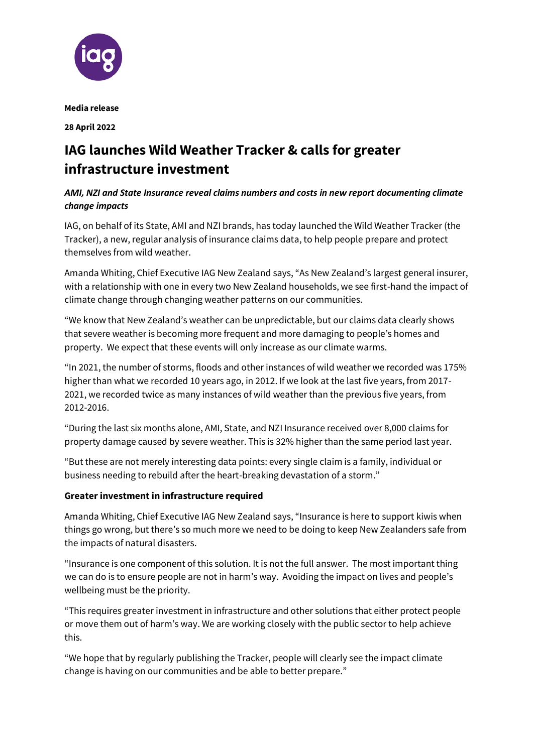**Media release**

**28 April 2022**

# IAG launches Wild Weather Tracker & calls for greater infrastructure investment

***AMI, NZI and State Insurance reveal claims numbers and costs in new report documenting climate change impacts***

IAG, on behalf of its State, AMI and NZI brands, has today launched the Wild Weather Tracker (the Tracker), a new, regular analysis of insurance claims data, to help people prepare and protect themselves from wild weather.

Amanda Whiting, Chief Executive IAG New Zealand says, "As New Zealand's largest general insurer, with a relationship with one in every two New Zealand households, we see first-hand the impact of climate change through changing weather patterns on our communities.

"We know that New Zealand's weather can be unpredictable, but our claims data clearly shows that severe weather is becoming more frequent and more damaging to people's homes and property. We expect that these events will only increase as our climate warms.

"In 2021, the number of storms, floods and other instances of wild weather we recorded was 175% higher than what we recorded 10 years ago, in 2012. If we look at the last five years, from 2017-2021, we recorded twice as many instances of wild weather than the previous five years, from 2012-2016.

"During the last six months alone, AMI, State, and NZI Insurance received over 8,000 claims for property damage caused by severe weather. This is 32% higher than the same period last year.

"But these are not merely interesting data points: every single claim is a family, individual or business needing to rebuild after the heart-breaking devastation of a storm."

**Greater investment in infrastructure required**

Amanda Whiting, Chief Executive IAG New Zealand says, "Insurance is here to support kiwis when things go wrong, but there's so much more we need to be doing to keep New Zealanders safe from the impacts of natural disasters.

"Insurance is one component of this solution. It is not the full answer. The most important thing we can do is to ensure people are not in harm's way. Avoiding the impact on lives and people's wellbeing must be the priority.

"This requires greater investment in infrastructure and other solutions that either protect people or move them out of harm's way. We are working closely with the public sector to help achieve this.

"We hope that by regularly publishing the Tracker, people will clearly see the impact climate change is having on our communities and be able to better prepare."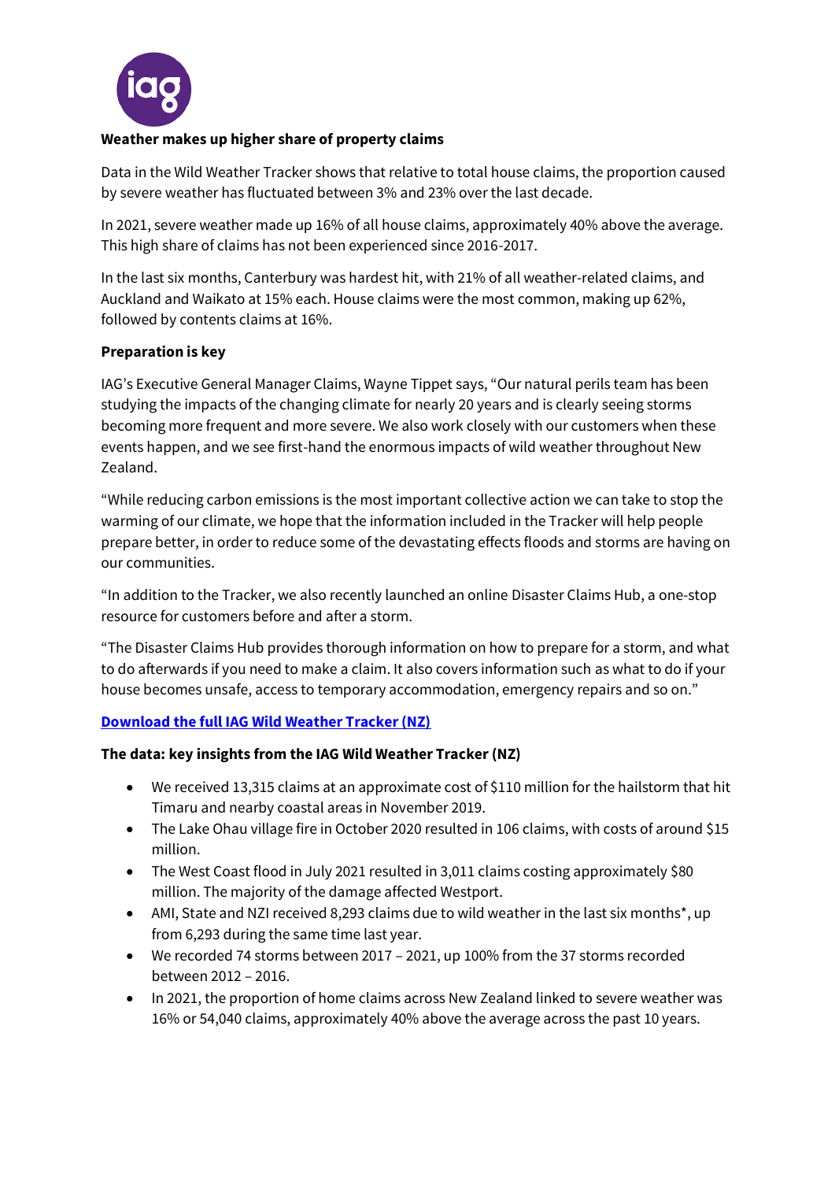**Weather makes up higher share of property claims**

Data in the Wild Weather Tracker shows that relative to total house claims, the proportion caused by severe weather has fluctuated between 3% and 23% over the last decade.

In 2021, severe weather made up 16% of all house claims, approximately 40% above the average. This high share of claims has not been experienced since 2016-2017.

In the last six months, Canterbury was hardest hit, with 21% of all weather-related claims, and Auckland and Waikato at 15% each. House claims were the most common, making up 62%, followed by contents claims at 16%.

**Preparation is key**

IAG's Executive General Manager Claims, Wayne Tippet says, "Our natural perils team has been studying the impacts of the changing climate for nearly 20 years and is clearly seeing storms becoming more frequent and more severe. We also work closely with our customers when these events happen, and we see first-hand the enormous impacts of wild weather throughout New Zealand.

"While reducing carbon emissions is the most important collective action we can take to stop the warming of our climate, we hope that the information included in the Tracker will help people prepare better, in order to reduce some of the devastating effects floods and storms are having on our communities.

"In addition to the Tracker, we also recently launched an online Disaster Claims Hub, a one-stop resource for customers before and after a storm.

"The Disaster Claims Hub provides thorough information on how to prepare for a storm, and what to do afterwards if you need to make a claim. It also covers information such as what to do if your house becomes unsafe, access to temporary accommodation, emergency repairs and so on."

**Download the full IAG Wild Weather Tracker (NZ)**

**The data: key insights from the IAG Wild Weather Tracker (NZ)**

- We received 13,315 claims at an approximate cost of $110 million for the hailstorm that hit Timaru and nearby coastal areas in November 2019.
- The Lake Ohau village fire in October 2020 resulted in 106 claims, with costs of around $15 million.
- The West Coast flood in July 2021 resulted in 3,011 claims costing approximately $80 million. The majority of the damage affected Westport.
- AMI, State and NZI received 8,293 claims due to wild weather in the last six months*, up from 6,293 during the same time last year.
- We recorded 74 storms between 2017 – 2021, up 100% from the 37 storms recorded between 2012 – 2016.
- In 2021, the proportion of home claims across New Zealand linked to severe weather was 16% or 54,040 claims, approximately 40% above the average across the past 10 years.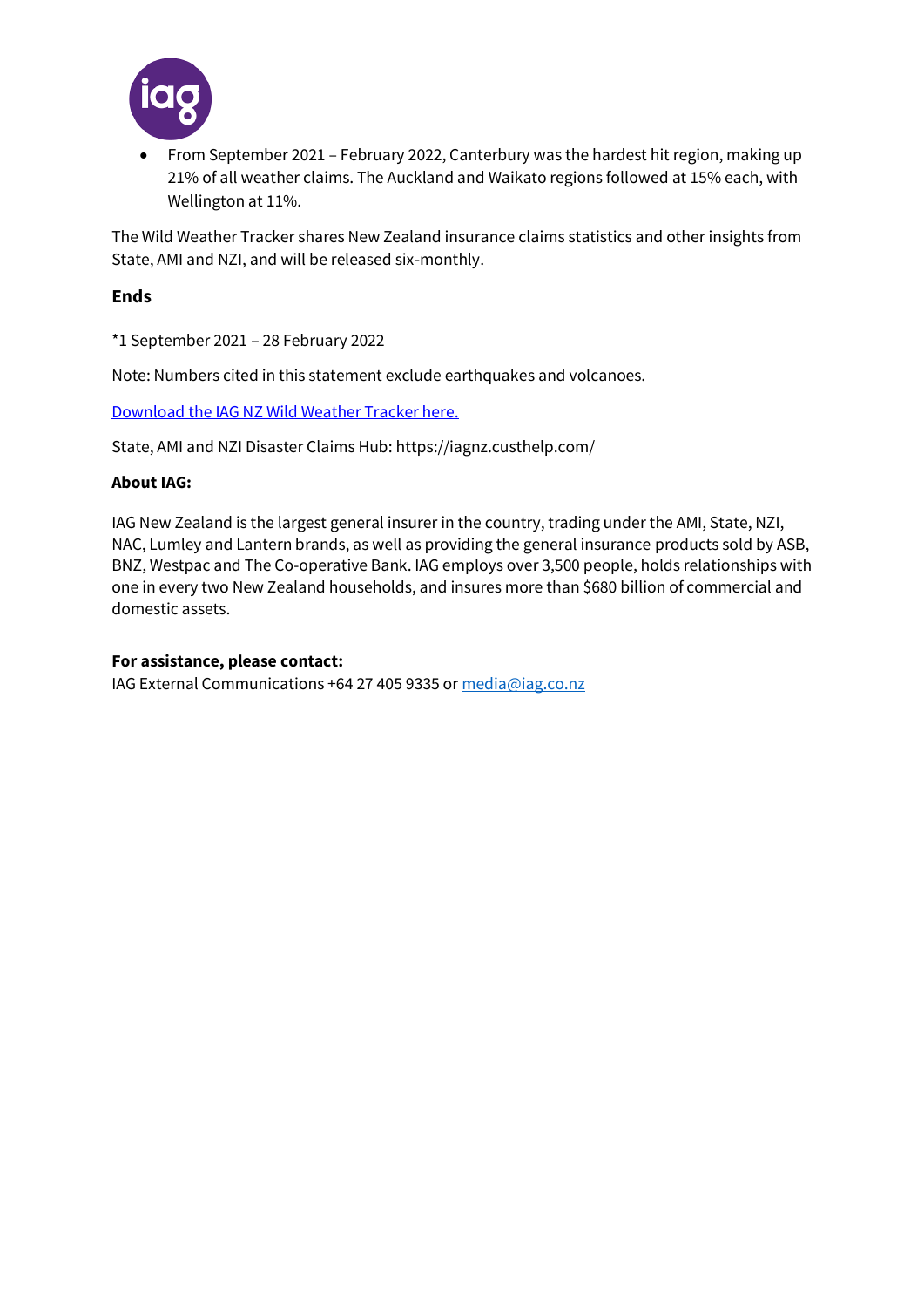- From September 2021 – February 2022, Canterbury was the hardest hit region, making up 21% of all weather claims. The Auckland and Waikato regions followed at 15% each, with Wellington at 11%.

The Wild Weather Tracker shares New Zealand insurance claims statistics and other insights from State, AMI and NZI, and will be released six-monthly.

**Ends**

*1 September 2021 – 28 February 2022

Note: Numbers cited in this statement exclude earthquakes and volcanoes.

Download the IAG NZ Wild Weather Tracker here.

State, AMI and NZI Disaster Claims Hub: https://iagnz.custhelp.com/

**About IAG:**

IAG New Zealand is the largest general insurer in the country, trading under the AMI, State, NZI, NAC, Lumley and Lantern brands, as well as providing the general insurance products sold by ASB, BNZ, Westpac and The Co-operative Bank. IAG employs over 3,500 people, holds relationships with one in every two New Zealand households, and insures more than $680 billion of commercial and domestic assets.

**For assistance, please contact:**
IAG External Communications +64 27 405 9335 or media@iag.co.nz